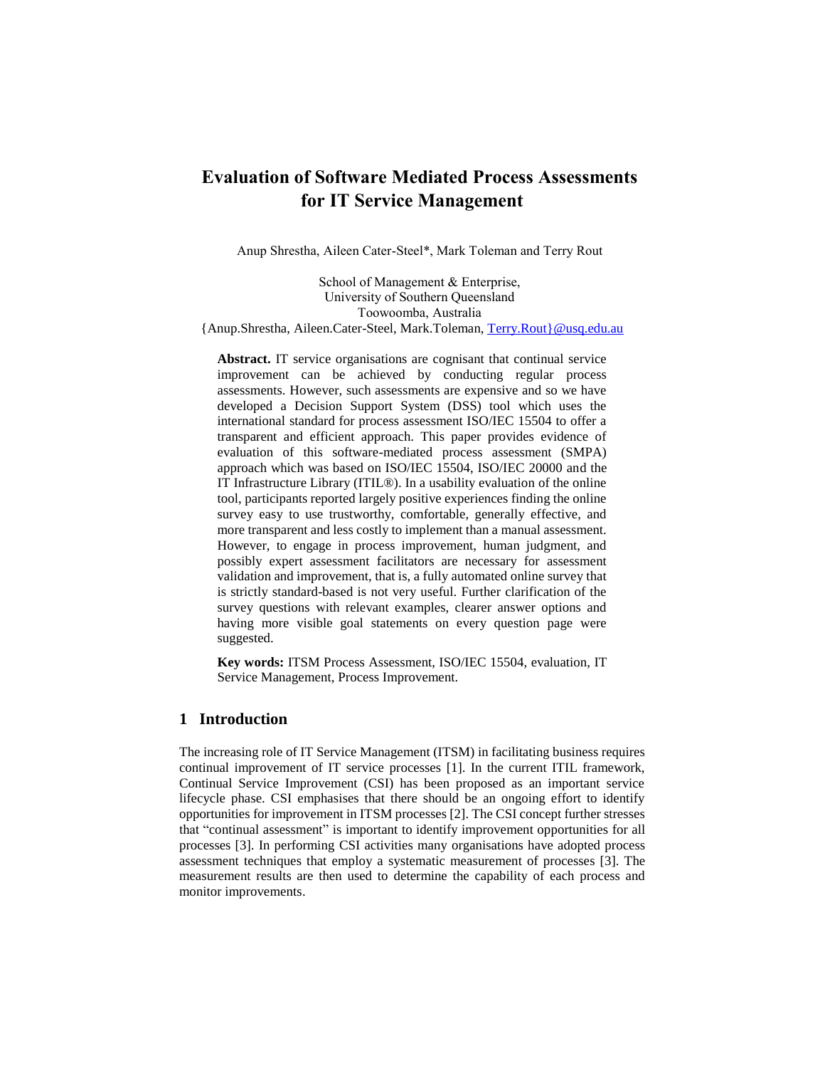# Evaluation of Software Mediated Process Assessments for IT Service Management

Anup Shrestha, Aileen Cater-Steel*, Mark Toleman and Terry Rout

School of Management & Enterprise,
University of Southern Queensland
Toowoomba, Australia
{Anup.Shrestha, Aileen.Cater-Steel, Mark.Toleman, Terry.Rout}@usq.edu.au

**Abstract.** IT service organisations are cognisant that continual service improvement can be achieved by conducting regular process assessments. However, such assessments are expensive and so we have developed a Decision Support System (DSS) tool which uses the international standard for process assessment ISO/IEC 15504 to offer a transparent and efficient approach. This paper provides evidence of evaluation of this software-mediated process assessment (SMPA) approach which was based on ISO/IEC 15504, ISO/IEC 20000 and the IT Infrastructure Library (ITIL®). In a usability evaluation of the online tool, participants reported largely positive experiences finding the online survey easy to use trustworthy, comfortable, generally effective, and more transparent and less costly to implement than a manual assessment. However, to engage in process improvement, human judgment, and possibly expert assessment facilitators are necessary for assessment validation and improvement, that is, a fully automated online survey that is strictly standard-based is not very useful. Further clarification of the survey questions with relevant examples, clearer answer options and having more visible goal statements on every question page were suggested.

**Key words:** ITSM Process Assessment, ISO/IEC 15504, evaluation, IT Service Management, Process Improvement.

## 1 Introduction

The increasing role of IT Service Management (ITSM) in facilitating business requires continual improvement of IT service processes [1]. In the current ITIL framework, Continual Service Improvement (CSI) has been proposed as an important service lifecycle phase. CSI emphasises that there should be an ongoing effort to identify opportunities for improvement in ITSM processes [2]. The CSI concept further stresses that "continual assessment" is important to identify improvement opportunities for all processes [3]. In performing CSI activities many organisations have adopted process assessment techniques that employ a systematic measurement of processes [3]. The measurement results are then used to determine the capability of each process and monitor improvements.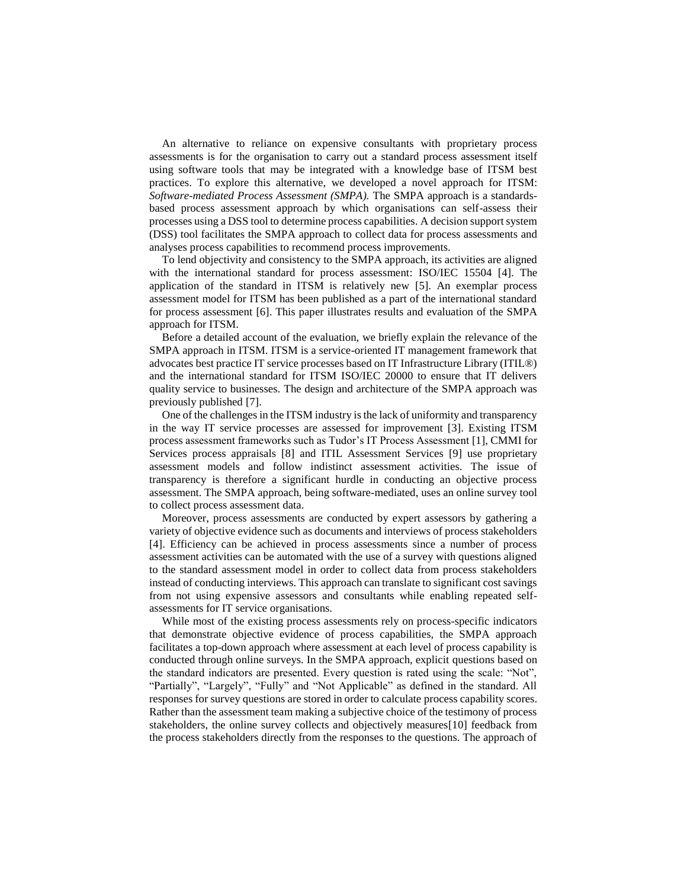An alternative to reliance on expensive consultants with proprietary process assessments is for the organisation to carry out a standard process assessment itself using software tools that may be integrated with a knowledge base of ITSM best practices. To explore this alternative, we developed a novel approach for ITSM: *Software-mediated Process Assessment (SMPA).* The SMPA approach is a standards-based process assessment approach by which organisations can self-assess their processes using a DSS tool to determine process capabilities. A decision support system (DSS) tool facilitates the SMPA approach to collect data for process assessments and analyses process capabilities to recommend process improvements.

To lend objectivity and consistency to the SMPA approach, its activities are aligned with the international standard for process assessment: ISO/IEC 15504 [4]. The application of the standard in ITSM is relatively new [5]. An exemplar process assessment model for ITSM has been published as a part of the international standard for process assessment [6]. This paper illustrates results and evaluation of the SMPA approach for ITSM.

Before a detailed account of the evaluation, we briefly explain the relevance of the SMPA approach in ITSM. ITSM is a service-oriented IT management framework that advocates best practice IT service processes based on IT Infrastructure Library (ITIL®) and the international standard for ITSM ISO/IEC 20000 to ensure that IT delivers quality service to businesses. The design and architecture of the SMPA approach was previously published [7].

One of the challenges in the ITSM industry is the lack of uniformity and transparency in the way IT service processes are assessed for improvement [3]. Existing ITSM process assessment frameworks such as Tudor's IT Process Assessment [1], CMMI for Services process appraisals [8] and ITIL Assessment Services [9] use proprietary assessment models and follow indistinct assessment activities. The issue of transparency is therefore a significant hurdle in conducting an objective process assessment. The SMPA approach, being software-mediated, uses an online survey tool to collect process assessment data.

Moreover, process assessments are conducted by expert assessors by gathering a variety of objective evidence such as documents and interviews of process stakeholders [4]. Efficiency can be achieved in process assessments since a number of process assessment activities can be automated with the use of a survey with questions aligned to the standard assessment model in order to collect data from process stakeholders instead of conducting interviews. This approach can translate to significant cost savings from not using expensive assessors and consultants while enabling repeated self-assessments for IT service organisations.

While most of the existing process assessments rely on process-specific indicators that demonstrate objective evidence of process capabilities, the SMPA approach facilitates a top-down approach where assessment at each level of process capability is conducted through online surveys. In the SMPA approach, explicit questions based on the standard indicators are presented. Every question is rated using the scale: "Not", "Partially", "Largely", "Fully" and "Not Applicable" as defined in the standard. All responses for survey questions are stored in order to calculate process capability scores. Rather than the assessment team making a subjective choice of the testimony of process stakeholders, the online survey collects and objectively measures[10] feedback from the process stakeholders directly from the responses to the questions. The approach of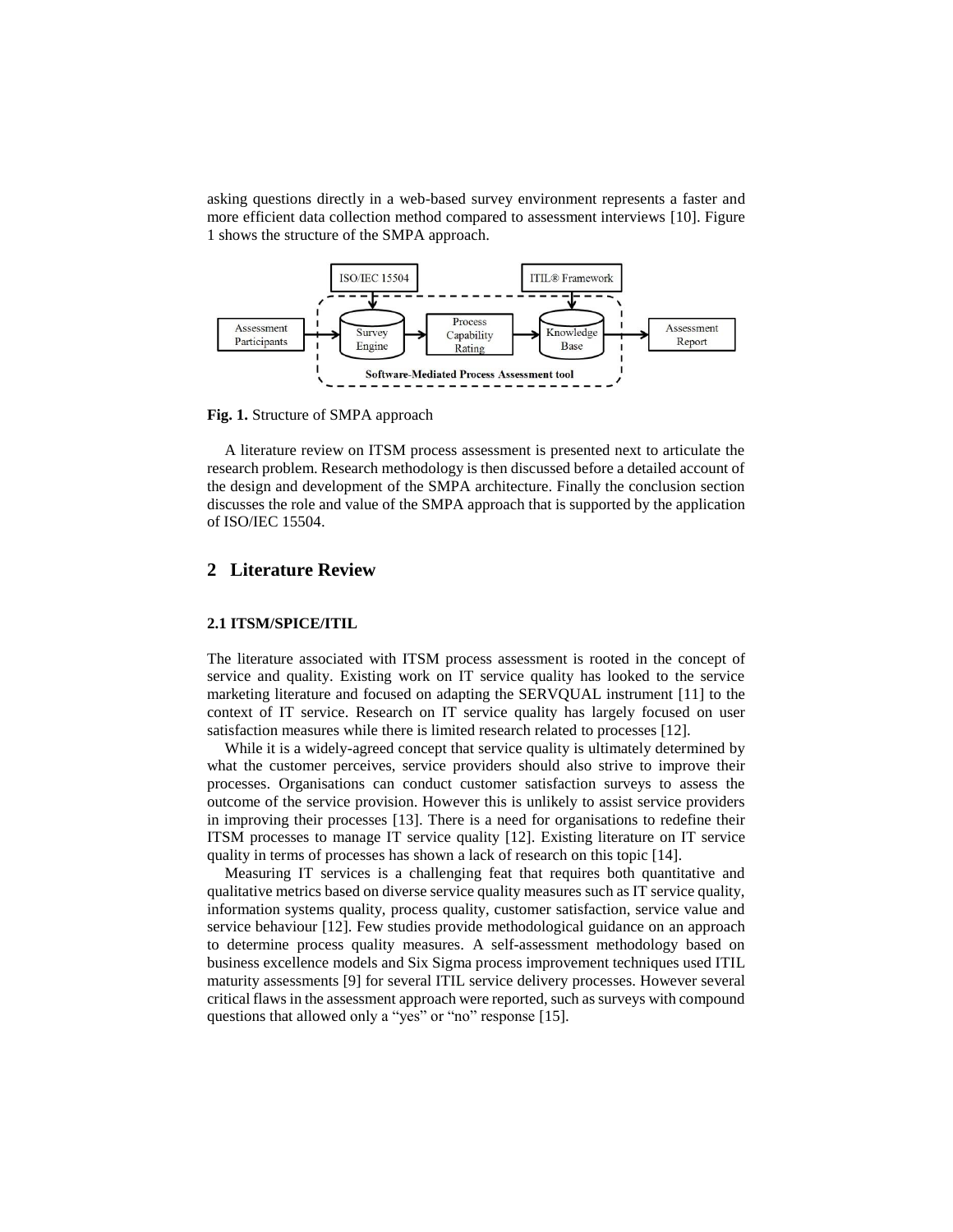asking questions directly in a web-based survey environment represents a faster and more efficient data collection method compared to assessment interviews [10]. Figure 1 shows the structure of the SMPA approach.

**Fig. 1.** Structure of SMPA approach

A literature review on ITSM process assessment is presented next to articulate the research problem. Research methodology is then discussed before a detailed account of the design and development of the SMPA architecture. Finally the conclusion section discusses the role and value of the SMPA approach that is supported by the application of ISO/IEC 15504.

## 2 Literature Review

### 2.1 ITSM/SPICE/ITIL

The literature associated with ITSM process assessment is rooted in the concept of service and quality. Existing work on IT service quality has looked to the service marketing literature and focused on adapting the SERVQUAL instrument [11] to the context of IT service. Research on IT service quality has largely focused on user satisfaction measures while there is limited research related to processes [12].

While it is a widely-agreed concept that service quality is ultimately determined by what the customer perceives, service providers should also strive to improve their processes. Organisations can conduct customer satisfaction surveys to assess the outcome of the service provision. However this is unlikely to assist service providers in improving their processes [13]. There is a need for organisations to redefine their ITSM processes to manage IT service quality [12]. Existing literature on IT service quality in terms of processes has shown a lack of research on this topic [14].

Measuring IT services is a challenging feat that requires both quantitative and qualitative metrics based on diverse service quality measures such as IT service quality, information systems quality, process quality, customer satisfaction, service value and service behaviour [12]. Few studies provide methodological guidance on an approach to determine process quality measures. A self-assessment methodology based on business excellence models and Six Sigma process improvement techniques used ITIL maturity assessments [9] for several ITIL service delivery processes. However several critical flaws in the assessment approach were reported, such as surveys with compound questions that allowed only a "yes" or "no" response [15].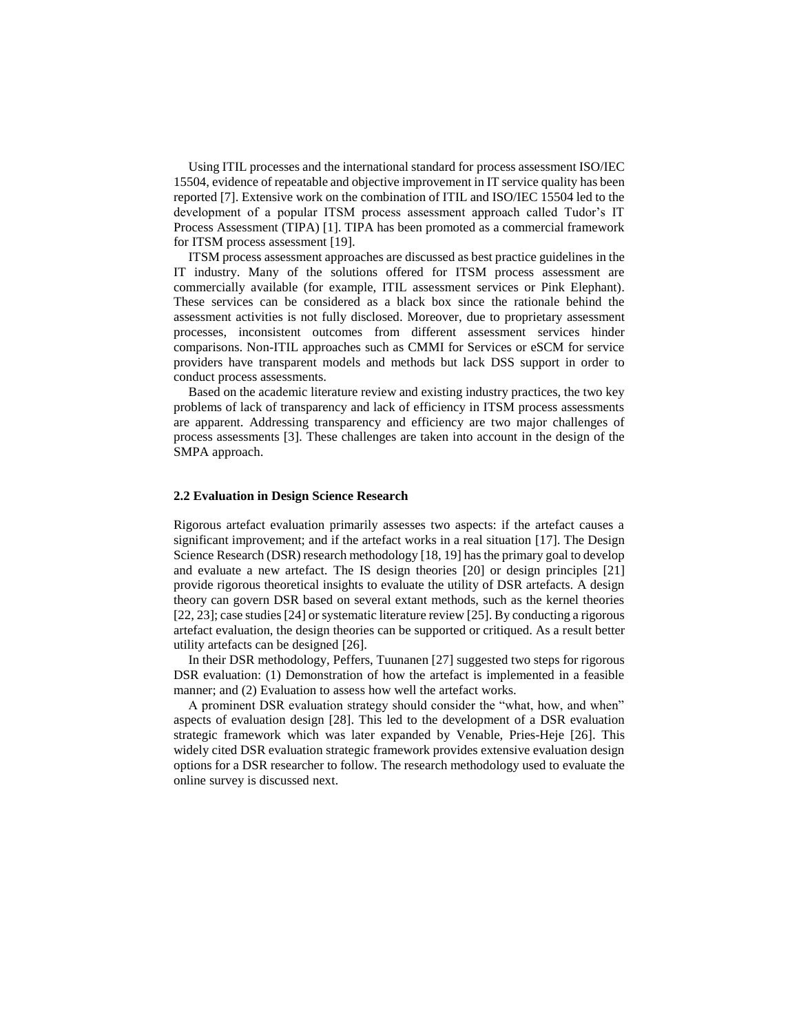Using ITIL processes and the international standard for process assessment ISO/IEC 15504, evidence of repeatable and objective improvement in IT service quality has been reported [7]. Extensive work on the combination of ITIL and ISO/IEC 15504 led to the development of a popular ITSM process assessment approach called Tudor's IT Process Assessment (TIPA) [1]. TIPA has been promoted as a commercial framework for ITSM process assessment [19].

ITSM process assessment approaches are discussed as best practice guidelines in the IT industry. Many of the solutions offered for ITSM process assessment are commercially available (for example, ITIL assessment services or Pink Elephant). These services can be considered as a black box since the rationale behind the assessment activities is not fully disclosed. Moreover, due to proprietary assessment processes, inconsistent outcomes from different assessment services hinder comparisons. Non-ITIL approaches such as CMMI for Services or eSCM for service providers have transparent models and methods but lack DSS support in order to conduct process assessments.

Based on the academic literature review and existing industry practices, the two key problems of lack of transparency and lack of efficiency in ITSM process assessments are apparent. Addressing transparency and efficiency are two major challenges of process assessments [3]. These challenges are taken into account in the design of the SMPA approach.

### 2.2 Evaluation in Design Science Research

Rigorous artefact evaluation primarily assesses two aspects: if the artefact causes a significant improvement; and if the artefact works in a real situation [17]. The Design Science Research (DSR) research methodology [18, 19] has the primary goal to develop and evaluate a new artefact. The IS design theories [20] or design principles [21] provide rigorous theoretical insights to evaluate the utility of DSR artefacts. A design theory can govern DSR based on several extant methods, such as the kernel theories [22, 23]; case studies [24] or systematic literature review [25]. By conducting a rigorous artefact evaluation, the design theories can be supported or critiqued. As a result better utility artefacts can be designed [26].

In their DSR methodology, Peffers, Tuunanen [27] suggested two steps for rigorous DSR evaluation: (1) Demonstration of how the artefact is implemented in a feasible manner; and (2) Evaluation to assess how well the artefact works.

A prominent DSR evaluation strategy should consider the "what, how, and when" aspects of evaluation design [28]. This led to the development of a DSR evaluation strategic framework which was later expanded by Venable, Pries-Heje [26]. This widely cited DSR evaluation strategic framework provides extensive evaluation design options for a DSR researcher to follow. The research methodology used to evaluate the online survey is discussed next.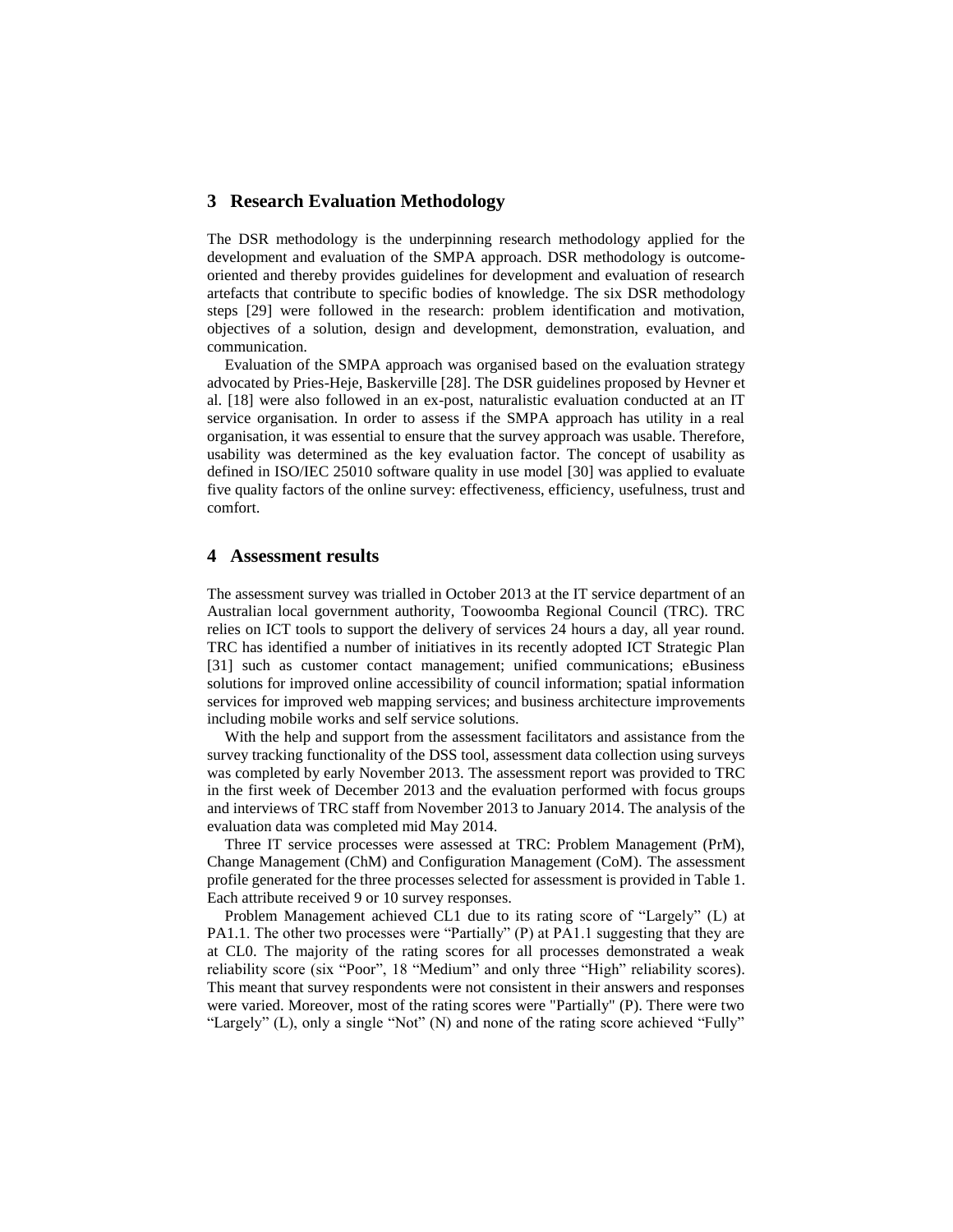## 3 Research Evaluation Methodology

The DSR methodology is the underpinning research methodology applied for the development and evaluation of the SMPA approach. DSR methodology is outcome-oriented and thereby provides guidelines for development and evaluation of research artefacts that contribute to specific bodies of knowledge. The six DSR methodology steps [29] were followed in the research: problem identification and motivation, objectives of a solution, design and development, demonstration, evaluation, and communication.

Evaluation of the SMPA approach was organised based on the evaluation strategy advocated by Pries-Heje, Baskerville [28]. The DSR guidelines proposed by Hevner et al. [18] were also followed in an ex-post, naturalistic evaluation conducted at an IT service organisation. In order to assess if the SMPA approach has utility in a real organisation, it was essential to ensure that the survey approach was usable. Therefore, usability was determined as the key evaluation factor. The concept of usability as defined in ISO/IEC 25010 software quality in use model [30] was applied to evaluate five quality factors of the online survey: effectiveness, efficiency, usefulness, trust and comfort.

## 4 Assessment results

The assessment survey was trialled in October 2013 at the IT service department of an Australian local government authority, Toowoomba Regional Council (TRC). TRC relies on ICT tools to support the delivery of services 24 hours a day, all year round. TRC has identified a number of initiatives in its recently adopted ICT Strategic Plan [31] such as customer contact management; unified communications; eBusiness solutions for improved online accessibility of council information; spatial information services for improved web mapping services; and business architecture improvements including mobile works and self service solutions.

With the help and support from the assessment facilitators and assistance from the survey tracking functionality of the DSS tool, assessment data collection using surveys was completed by early November 2013. The assessment report was provided to TRC in the first week of December 2013 and the evaluation performed with focus groups and interviews of TRC staff from November 2013 to January 2014. The analysis of the evaluation data was completed mid May 2014.

Three IT service processes were assessed at TRC: Problem Management (PrM), Change Management (ChM) and Configuration Management (CoM). The assessment profile generated for the three processes selected for assessment is provided in Table 1. Each attribute received 9 or 10 survey responses.

Problem Management achieved CL1 due to its rating score of "Largely" (L) at PA1.1. The other two processes were "Partially" (P) at PA1.1 suggesting that they are at CL0. The majority of the rating scores for all processes demonstrated a weak reliability score (six "Poor", 18 "Medium" and only three "High" reliability scores). This meant that survey respondents were not consistent in their answers and responses were varied. Moreover, most of the rating scores were "Partially" (P). There were two "Largely" (L), only a single "Not" (N) and none of the rating score achieved "Fully"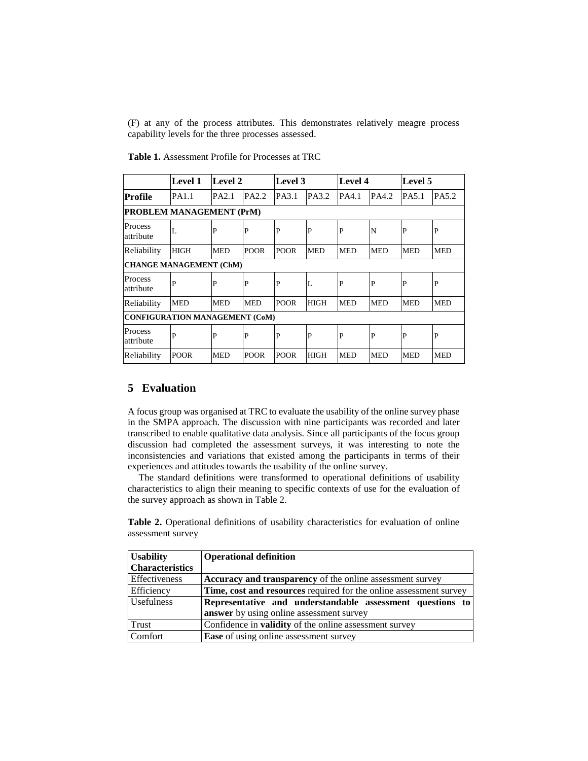(F) at any of the process attributes. This demonstrates relatively meagre process capability levels for the three processes assessed.

**Table 1.** Assessment Profile for Processes at TRC

| | Level 1 | Level 2 | | Level 3 | | Level 4 | | Level 5 | |
|---|---|---|---|---|---|---|---|---|---|
| **Profile** | PA1.1 | PA2.1 | PA2.2 | PA3.1 | PA3.2 | PA4.1 | PA4.2 | PA5.1 | PA5.2 |
| **PROBLEM MANAGEMENT (PrM)** | | | | | | | | | |
| Process attribute | L | P | P | P | P | P | N | P | P |
| Reliability | HIGH | MED | POOR | POOR | MED | MED | MED | MED | MED |
| **CHANGE MANAGEMENT (ChM)** | | | | | | | | | |
| Process attribute | P | P | P | P | L | P | P | P | P |
| Reliability | MED | MED | MED | POOR | HIGH | MED | MED | MED | MED |
| **CONFIGURATION MANAGEMENT (CoM)** | | | | | | | | | |
| Process attribute | P | P | P | P | P | P | P | P | P |
| Reliability | POOR | MED | POOR | POOR | HIGH | MED | MED | MED | MED |

## 5 Evaluation

A focus group was organised at TRC to evaluate the usability of the online survey phase in the SMPA approach. The discussion with nine participants was recorded and later transcribed to enable qualitative data analysis. Since all participants of the focus group discussion had completed the assessment surveys, it was interesting to note the inconsistencies and variations that existed among the participants in terms of their experiences and attitudes towards the usability of the online survey.

The standard definitions were transformed to operational definitions of usability characteristics to align their meaning to specific contexts of use for the evaluation of the survey approach as shown in Table 2.

**Table 2.** Operational definitions of usability characteristics for evaluation of online assessment survey

| Usability Characteristics | Operational definition |
|---|---|
| Effectiveness | **Accuracy and transparency** of the online assessment survey |
| Efficiency | **Time, cost and resources** required for the online assessment survey |
| Usefulness | **Representative and understandable assessment questions to answer** by using online assessment survey |
| Trust | Confidence in **validity** of the online assessment survey |
| Comfort | **Ease** of using online assessment survey |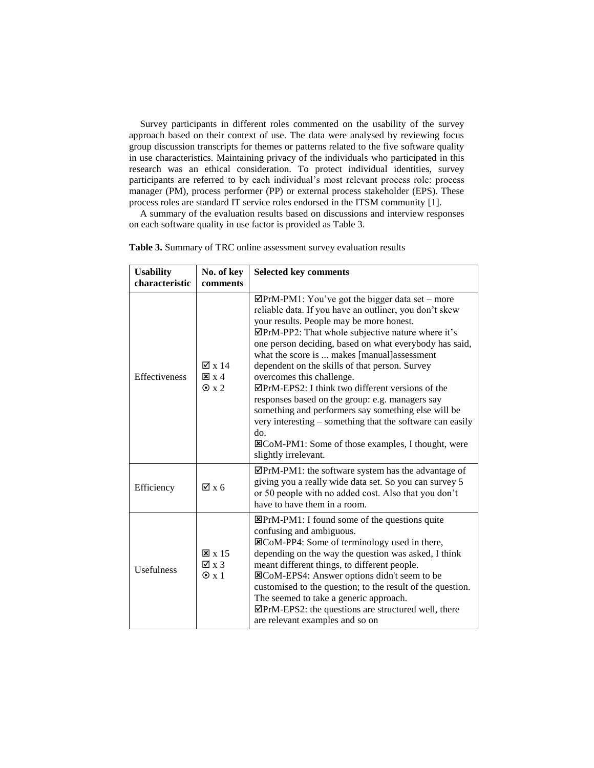Survey participants in different roles commented on the usability of the survey approach based on their context of use. The data were analysed by reviewing focus group discussion transcripts for themes or patterns related to the five software quality in use characteristics. Maintaining privacy of the individuals who participated in this research was an ethical consideration. To protect individual identities, survey participants are referred to by each individual's most relevant process role: process manager (PM), process performer (PP) or external process stakeholder (EPS). These process roles are standard IT service roles endorsed in the ITSM community [1].

A summary of the evaluation results based on discussions and interview responses on each software quality in use factor is provided as Table 3.

**Table 3.** Summary of TRC online assessment survey evaluation results

| Usability characteristic | No. of key comments | Selected key comments |
|---|---|---|
| Effectiveness | ☑ x 14<br>☒ x 4<br>⊙ x 2 | ☑PrM-PM1: You've got the bigger data set – more reliable data. If you have an outliner, you don't skew your results. People may be more honest.<br>☑PrM-PP2: That whole subjective nature where it's one person deciding, based on what everybody has said, what the score is ... makes [manual]assessment dependent on the skills of that person. Survey overcomes this challenge.<br>☑PrM-EPS2: I think two different versions of the responses based on the group: e.g. managers say something and performers say something else will be very interesting – something that the software can easily do.<br>☒CoM-PM1: Some of those examples, I thought, were slightly irrelevant. |
| Efficiency | ☑ x 6 | ☑PrM-PM1: the software system has the advantage of giving you a really wide data set. So you can survey 5 or 50 people with no added cost. Also that you don't have to have them in a room. |
| Usefulness | ☒ x 15<br>☑ x 3<br>⊙ x 1 | ☒PrM-PM1: I found some of the questions quite confusing and ambiguous.<br>☒CoM-PP4: Some of terminology used in there, depending on the way the question was asked, I think meant different things, to different people.<br>☒CoM-EPS4: Answer options didn't seem to be customised to the question; to the result of the question. The seemed to take a generic approach.<br>☑PrM-EPS2: the questions are structured well, there are relevant examples and so on |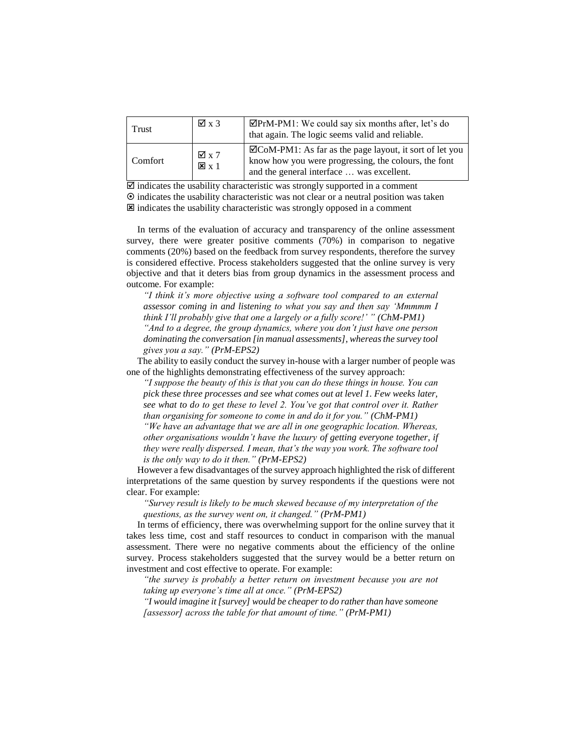| Trust | ☑ x 3 | ☑PrM-PM1: We could say six months after, let's do that again. The logic seems valid and reliable. |
|---|---|---|
| Comfort | ☑ x 7<br>☒ x 1 | ☑CoM-PM1: As far as the page layout, it sort of let you know how you were progressing, the colours, the font and the general interface … was excellent. |

☑ indicates the usability characteristic was strongly supported in a comment
⊙ indicates the usability characteristic was not clear or a neutral position was taken
☒ indicates the usability characteristic was strongly opposed in a comment

In terms of the evaluation of accuracy and transparency of the online assessment survey, there were greater positive comments (70%) in comparison to negative comments (20%) based on the feedback from survey respondents, therefore the survey is considered effective. Process stakeholders suggested that the online survey is very objective and that it deters bias from group dynamics in the assessment process and outcome. For example:

> *"I think it's more objective using a software tool compared to an external assessor coming in and listening to what you say and then say 'Mmmmm I think I'll probably give that one a largely or a fully score!' " (ChM-PM1)*
> *"And to a degree, the group dynamics, where you don't just have one person dominating the conversation [in manual assessments], whereas the survey tool gives you a say." (PrM-EPS2)*

The ability to easily conduct the survey in-house with a larger number of people was one of the highlights demonstrating effectiveness of the survey approach:

> *"I suppose the beauty of this is that you can do these things in house. You can pick these three processes and see what comes out at level 1. Few weeks later, see what to do to get these to level 2. You've got that control over it. Rather than organising for someone to come in and do it for you." (ChM-PM1)*
> *"We have an advantage that we are all in one geographic location. Whereas, other organisations wouldn't have the luxury of getting everyone together, if they were really dispersed. I mean, that's the way you work. The software tool is the only way to do it then." (PrM-EPS2)*

However a few disadvantages of the survey approach highlighted the risk of different interpretations of the same question by survey respondents if the questions were not clear. For example:

> *"Survey result is likely to be much skewed because of my interpretation of the questions, as the survey went on, it changed." (PrM-PM1)*

In terms of efficiency, there was overwhelming support for the online survey that it takes less time, cost and staff resources to conduct in comparison with the manual assessment. There were no negative comments about the efficiency of the online survey. Process stakeholders suggested that the survey would be a better return on investment and cost effective to operate. For example:

> *"the survey is probably a better return on investment because you are not taking up everyone's time all at once." (PrM-EPS2)*
> *"I would imagine it [survey] would be cheaper to do rather than have someone [assessor] across the table for that amount of time." (PrM-PM1)*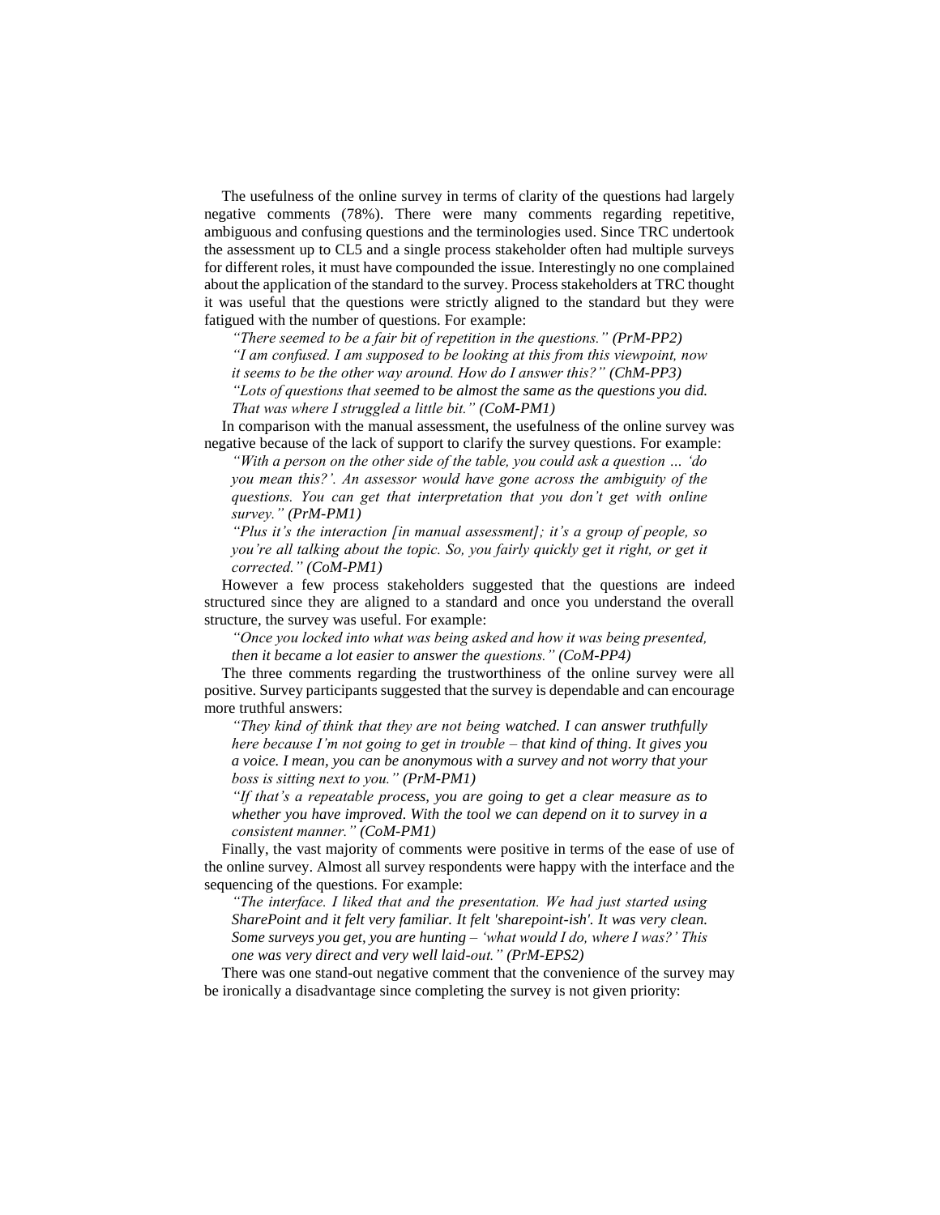The usefulness of the online survey in terms of clarity of the questions had largely negative comments (78%). There were many comments regarding repetitive, ambiguous and confusing questions and the terminologies used. Since TRC undertook the assessment up to CL5 and a single process stakeholder often had multiple surveys for different roles, it must have compounded the issue. Interestingly no one complained about the application of the standard to the survey. Process stakeholders at TRC thought it was useful that the questions were strictly aligned to the standard but they were fatigued with the number of questions. For example:

> *"There seemed to be a fair bit of repetition in the questions." (PrM-PP2)*
>
> *"I am confused. I am supposed to be looking at this from this viewpoint, now it seems to be the other way around. How do I answer this?" (ChM-PP3)*
>
> *"Lots of questions that seemed to be almost the same as the questions you did. That was where I struggled a little bit." (CoM-PM1)*

In comparison with the manual assessment, the usefulness of the online survey was negative because of the lack of support to clarify the survey questions. For example:

> *"With a person on the other side of the table, you could ask a question … 'do you mean this?'. An assessor would have gone across the ambiguity of the questions. You can get that interpretation that you don't get with online survey." (PrM-PM1)*
>
> *"Plus it's the interaction [in manual assessment]; it's a group of people, so you're all talking about the topic. So, you fairly quickly get it right, or get it corrected." (CoM-PM1)*

However a few process stakeholders suggested that the questions are indeed structured since they are aligned to a standard and once you understand the overall structure, the survey was useful. For example:

> *"Once you locked into what was being asked and how it was being presented, then it became a lot easier to answer the questions." (CoM-PP4)*

The three comments regarding the trustworthiness of the online survey were all positive. Survey participants suggested that the survey is dependable and can encourage more truthful answers:

> *"They kind of think that they are not being watched. I can answer truthfully here because I'm not going to get in trouble – that kind of thing. It gives you a voice. I mean, you can be anonymous with a survey and not worry that your boss is sitting next to you." (PrM-PM1)*
>
> *"If that's a repeatable process, you are going to get a clear measure as to whether you have improved. With the tool we can depend on it to survey in a consistent manner." (CoM-PM1)*

Finally, the vast majority of comments were positive in terms of the ease of use of the online survey. Almost all survey respondents were happy with the interface and the sequencing of the questions. For example:

> *"The interface. I liked that and the presentation. We had just started using SharePoint and it felt very familiar. It felt 'sharepoint-ish'. It was very clean. Some surveys you get, you are hunting – 'what would I do, where I was?' This one was very direct and very well laid-out." (PrM-EPS2)*

There was one stand-out negative comment that the convenience of the survey may be ironically a disadvantage since completing the survey is not given priority: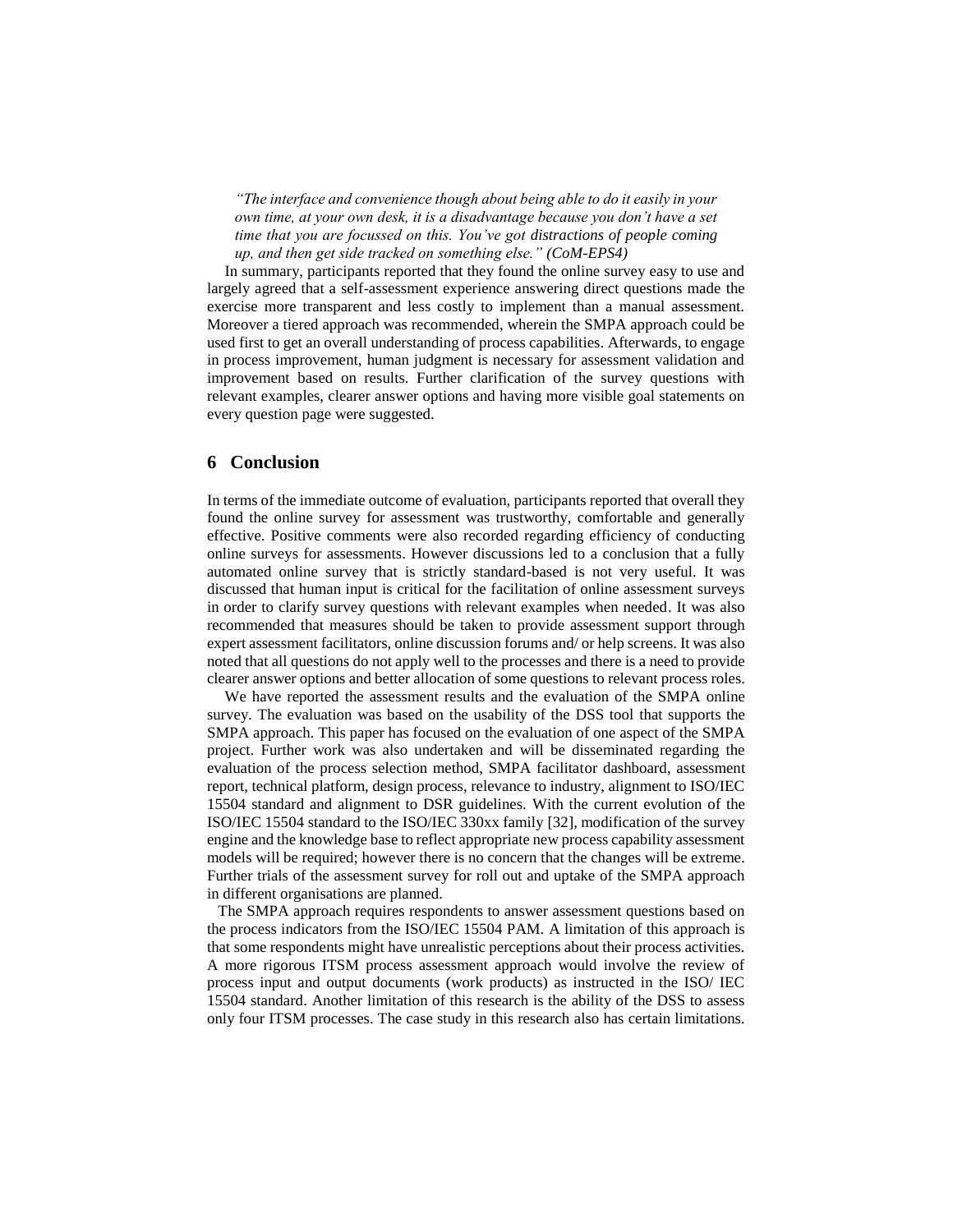*"The interface and convenience though about being able to do it easily in your own time, at your own desk, it is a disadvantage because you don't have a set time that you are focussed on this. You've got distractions of people coming up, and then get side tracked on something else." (CoM-EPS4)*

In summary, participants reported that they found the online survey easy to use and largely agreed that a self-assessment experience answering direct questions made the exercise more transparent and less costly to implement than a manual assessment. Moreover a tiered approach was recommended, wherein the SMPA approach could be used first to get an overall understanding of process capabilities. Afterwards, to engage in process improvement, human judgment is necessary for assessment validation and improvement based on results. Further clarification of the survey questions with relevant examples, clearer answer options and having more visible goal statements on every question page were suggested.

## 6 Conclusion

In terms of the immediate outcome of evaluation, participants reported that overall they found the online survey for assessment was trustworthy, comfortable and generally effective. Positive comments were also recorded regarding efficiency of conducting online surveys for assessments. However discussions led to a conclusion that a fully automated online survey that is strictly standard-based is not very useful. It was discussed that human input is critical for the facilitation of online assessment surveys in order to clarify survey questions with relevant examples when needed. It was also recommended that measures should be taken to provide assessment support through expert assessment facilitators, online discussion forums and/ or help screens. It was also noted that all questions do not apply well to the processes and there is a need to provide clearer answer options and better allocation of some questions to relevant process roles.

We have reported the assessment results and the evaluation of the SMPA online survey. The evaluation was based on the usability of the DSS tool that supports the SMPA approach. This paper has focused on the evaluation of one aspect of the SMPA project. Further work was also undertaken and will be disseminated regarding the evaluation of the process selection method, SMPA facilitator dashboard, assessment report, technical platform, design process, relevance to industry, alignment to ISO/IEC 15504 standard and alignment to DSR guidelines. With the current evolution of the ISO/IEC 15504 standard to the ISO/IEC 330xx family [32], modification of the survey engine and the knowledge base to reflect appropriate new process capability assessment models will be required; however there is no concern that the changes will be extreme. Further trials of the assessment survey for roll out and uptake of the SMPA approach in different organisations are planned.

The SMPA approach requires respondents to answer assessment questions based on the process indicators from the ISO/IEC 15504 PAM. A limitation of this approach is that some respondents might have unrealistic perceptions about their process activities. A more rigorous ITSM process assessment approach would involve the review of process input and output documents (work products) as instructed in the ISO/ IEC 15504 standard. Another limitation of this research is the ability of the DSS to assess only four ITSM processes. The case study in this research also has certain limitations.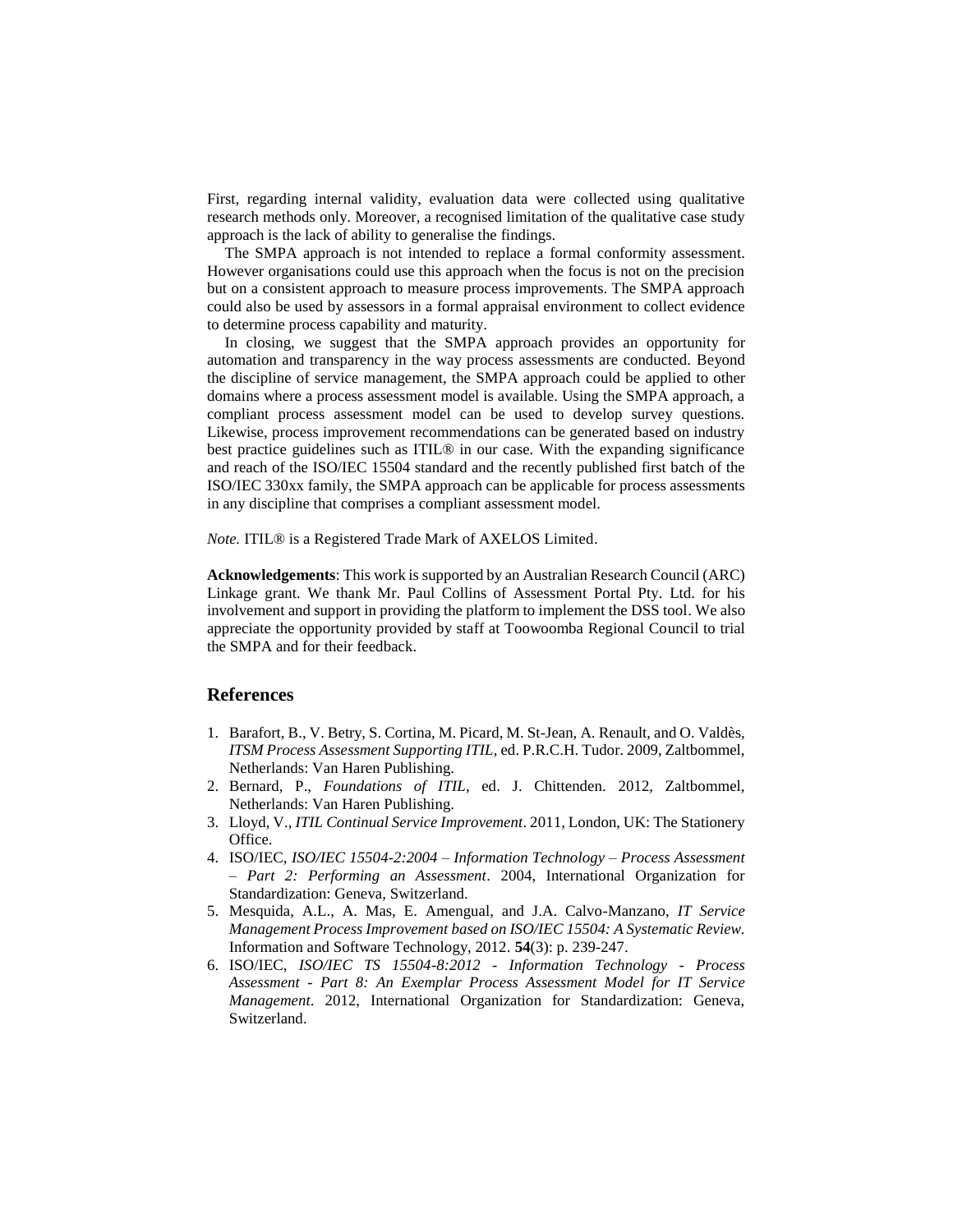First, regarding internal validity, evaluation data were collected using qualitative research methods only. Moreover, a recognised limitation of the qualitative case study approach is the lack of ability to generalise the findings.

The SMPA approach is not intended to replace a formal conformity assessment. However organisations could use this approach when the focus is not on the precision but on a consistent approach to measure process improvements. The SMPA approach could also be used by assessors in a formal appraisal environment to collect evidence to determine process capability and maturity.

In closing, we suggest that the SMPA approach provides an opportunity for automation and transparency in the way process assessments are conducted. Beyond the discipline of service management, the SMPA approach could be applied to other domains where a process assessment model is available. Using the SMPA approach, a compliant process assessment model can be used to develop survey questions. Likewise, process improvement recommendations can be generated based on industry best practice guidelines such as ITIL® in our case. With the expanding significance and reach of the ISO/IEC 15504 standard and the recently published first batch of the ISO/IEC 330xx family, the SMPA approach can be applicable for process assessments in any discipline that comprises a compliant assessment model.

*Note.* ITIL® is a Registered Trade Mark of AXELOS Limited.

**Acknowledgements**: This work is supported by an Australian Research Council (ARC) Linkage grant. We thank Mr. Paul Collins of Assessment Portal Pty. Ltd. for his involvement and support in providing the platform to implement the DSS tool. We also appreciate the opportunity provided by staff at Toowoomba Regional Council to trial the SMPA and for their feedback.

## References

1. Barafort, B., V. Betry, S. Cortina, M. Picard, M. St-Jean, A. Renault, and O. Valdès, *ITSM Process Assessment Supporting ITIL*, ed. P.R.C.H. Tudor. 2009, Zaltbommel, Netherlands: Van Haren Publishing.
2. Bernard, P., *Foundations of ITIL*, ed. J. Chittenden. 2012, Zaltbommel, Netherlands: Van Haren Publishing.
3. Lloyd, V., *ITIL Continual Service Improvement*. 2011, London, UK: The Stationery Office.
4. ISO/IEC, *ISO/IEC 15504-2:2004 – Information Technology – Process Assessment – Part 2: Performing an Assessment*. 2004, International Organization for Standardization: Geneva, Switzerland.
5. Mesquida, A.L., A. Mas, E. Amengual, and J.A. Calvo-Manzano, *IT Service Management Process Improvement based on ISO/IEC 15504: A Systematic Review.* Information and Software Technology, 2012. **54**(3): p. 239-247.
6. ISO/IEC, *ISO/IEC TS 15504-8:2012 - Information Technology - Process Assessment - Part 8: An Exemplar Process Assessment Model for IT Service Management*. 2012, International Organization for Standardization: Geneva, Switzerland.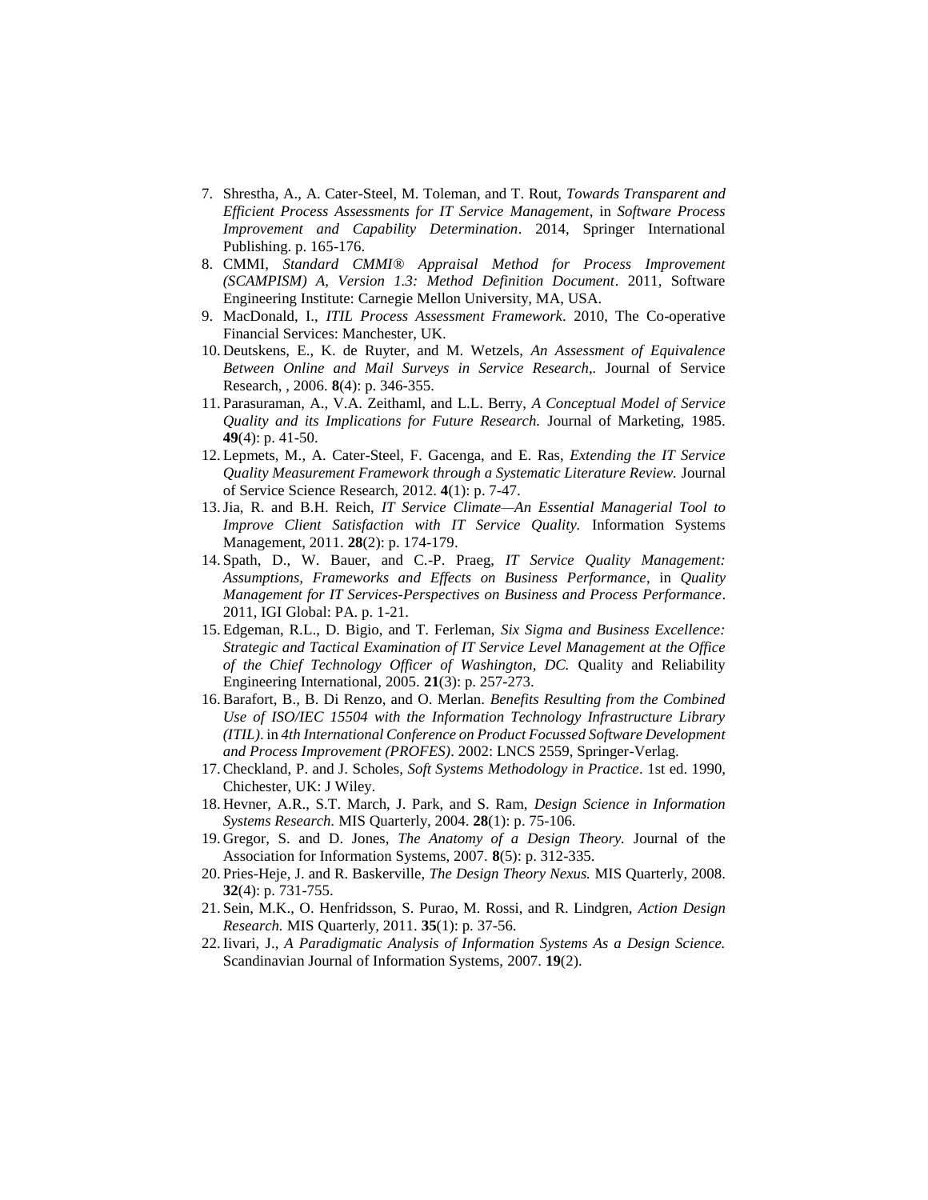7. Shrestha, A., A. Cater-Steel, M. Toleman, and T. Rout, *Towards Transparent and Efficient Process Assessments for IT Service Management*, in *Software Process Improvement and Capability Determination*. 2014, Springer International Publishing. p. 165-176.
8. CMMI, *Standard CMMI® Appraisal Method for Process Improvement (SCAMPISM) A, Version 1.3: Method Definition Document*. 2011, Software Engineering Institute: Carnegie Mellon University, MA, USA.
9. MacDonald, I., *ITIL Process Assessment Framework*. 2010, The Co-operative Financial Services: Manchester, UK.
10. Deutskens, E., K. de Ruyter, and M. Wetzels, *An Assessment of Equivalence Between Online and Mail Surveys in Service Research,.* Journal of Service Research, , 2006. **8**(4): p. 346-355.
11. Parasuraman, A., V.A. Zeithaml, and L.L. Berry, *A Conceptual Model of Service Quality and its Implications for Future Research.* Journal of Marketing, 1985. **49**(4): p. 41-50.
12. Lepmets, M., A. Cater-Steel, F. Gacenga, and E. Ras, *Extending the IT Service Quality Measurement Framework through a Systematic Literature Review.* Journal of Service Science Research, 2012. **4**(1): p. 7-47.
13. Jia, R. and B.H. Reich, *IT Service Climate—An Essential Managerial Tool to Improve Client Satisfaction with IT Service Quality.* Information Systems Management, 2011. **28**(2): p. 174-179.
14. Spath, D., W. Bauer, and C.-P. Praeg, *IT Service Quality Management: Assumptions, Frameworks and Effects on Business Performance*, in *Quality Management for IT Services-Perspectives on Business and Process Performance*. 2011, IGI Global: PA. p. 1-21.
15. Edgeman, R.L., D. Bigio, and T. Ferleman, *Six Sigma and Business Excellence: Strategic and Tactical Examination of IT Service Level Management at the Office of the Chief Technology Officer of Washington, DC.* Quality and Reliability Engineering International, 2005. **21**(3): p. 257-273.
16. Barafort, B., B. Di Renzo, and O. Merlan. *Benefits Resulting from the Combined Use of ISO/IEC 15504 with the Information Technology Infrastructure Library (ITIL)*. in *4th International Conference on Product Focussed Software Development and Process Improvement (PROFES)*. 2002: LNCS 2559, Springer-Verlag.
17. Checkland, P. and J. Scholes, *Soft Systems Methodology in Practice*. 1st ed. 1990, Chichester, UK: J Wiley.
18. Hevner, A.R., S.T. March, J. Park, and S. Ram, *Design Science in Information Systems Research.* MIS Quarterly, 2004. **28**(1): p. 75-106.
19. Gregor, S. and D. Jones, *The Anatomy of a Design Theory.* Journal of the Association for Information Systems, 2007. **8**(5): p. 312-335.
20. Pries-Heje, J. and R. Baskerville, *The Design Theory Nexus.* MIS Quarterly, 2008. **32**(4): p. 731-755.
21. Sein, M.K., O. Henfridsson, S. Purao, M. Rossi, and R. Lindgren, *Action Design Research.* MIS Quarterly, 2011. **35**(1): p. 37-56.
22. Iivari, J., *A Paradigmatic Analysis of Information Systems As a Design Science.* Scandinavian Journal of Information Systems, 2007. **19**(2).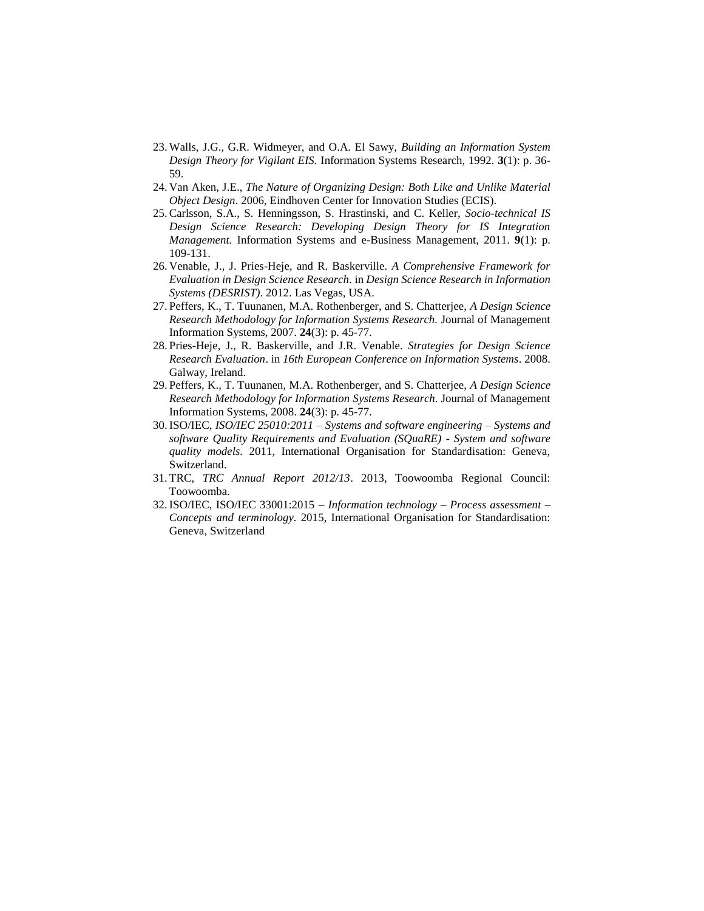23. Walls, J.G., G.R. Widmeyer, and O.A. El Sawy, *Building an Information System Design Theory for Vigilant EIS.* Information Systems Research, 1992. **3**(1): p. 36-59.
24. Van Aken, J.E., *The Nature of Organizing Design: Both Like and Unlike Material Object Design*. 2006, Eindhoven Center for Innovation Studies (ECIS).
25. Carlsson, S.A., S. Henningsson, S. Hrastinski, and C. Keller, *Socio-technical IS Design Science Research: Developing Design Theory for IS Integration Management.* Information Systems and e-Business Management, 2011. **9**(1): p. 109-131.
26. Venable, J., J. Pries-Heje, and R. Baskerville. *A Comprehensive Framework for Evaluation in Design Science Research*. in *Design Science Research in Information Systems (DESRIST)*. 2012. Las Vegas, USA.
27. Peffers, K., T. Tuunanen, M.A. Rothenberger, and S. Chatterjee, *A Design Science Research Methodology for Information Systems Research.* Journal of Management Information Systems, 2007. **24**(3): p. 45-77.
28. Pries-Heje, J., R. Baskerville, and J.R. Venable. *Strategies for Design Science Research Evaluation*. in *16th European Conference on Information Systems*. 2008. Galway, Ireland.
29. Peffers, K., T. Tuunanen, M.A. Rothenberger, and S. Chatterjee, *A Design Science Research Methodology for Information Systems Research.* Journal of Management Information Systems, 2008. **24**(3): p. 45-77.
30. ISO/IEC, *ISO/IEC 25010:2011 – Systems and software engineering – Systems and software Quality Requirements and Evaluation (SQuaRE) - System and software quality models*. 2011, International Organisation for Standardisation: Geneva, Switzerland.
31. TRC, *TRC Annual Report 2012/13*. 2013, Toowoomba Regional Council: Toowoomba.
32. ISO/IEC, ISO/IEC 33001:2015 – *Information technology – Process assessment – Concepts and terminology*. 2015, International Organisation for Standardisation: Geneva, Switzerland